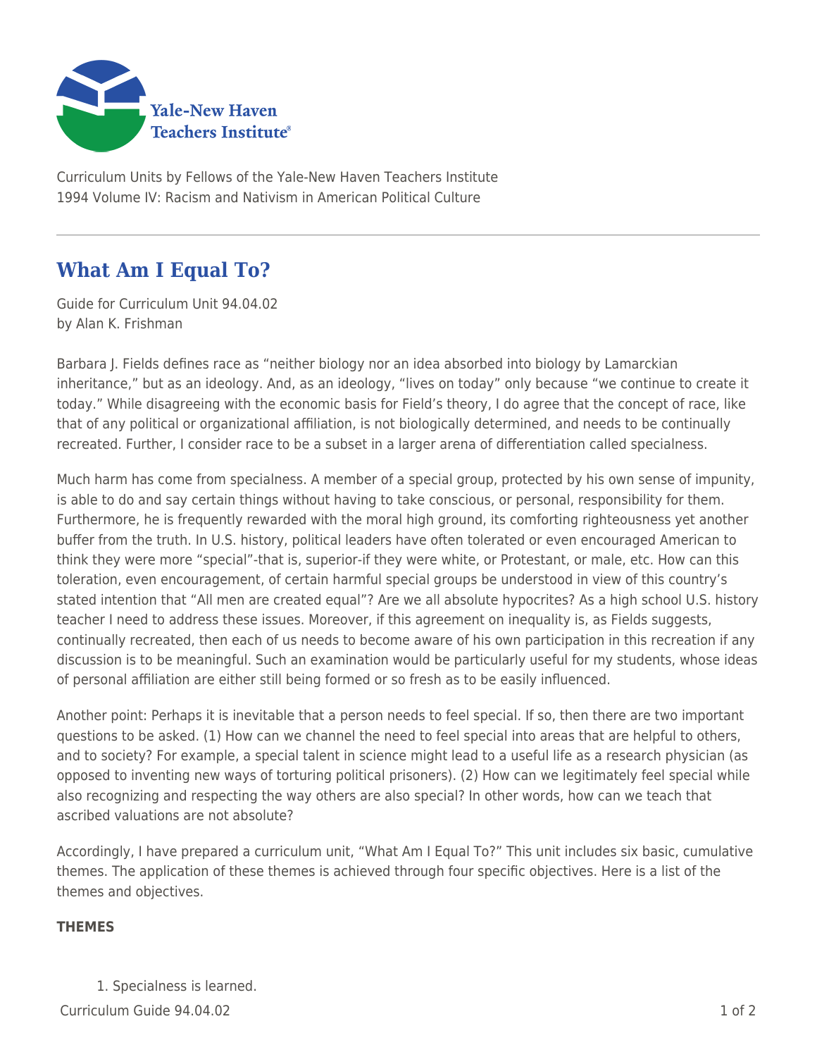Curriculum Units by Fellows of the Yale-New Haven Teachers Institute
1994 Volume IV: Racism and Nativism in American Political Culture

# What Am I Equal To?

Guide for Curriculum Unit 94.04.02
by Alan K. Frishman

Barbara J. Fields defines race as "neither biology nor an idea absorbed into biology by Lamarckian inheritance," but as an ideology. And, as an ideology, "lives on today" only because "we continue to create it today." While disagreeing with the economic basis for Field's theory, I do agree that the concept of race, like that of any political or organizational affiliation, is not biologically determined, and needs to be continually recreated. Further, I consider race to be a subset in a larger arena of differentiation called specialness.

Much harm has come from specialness. A member of a special group, protected by his own sense of impunity, is able to do and say certain things without having to take conscious, or personal, responsibility for them. Furthermore, he is frequently rewarded with the moral high ground, its comforting righteousness yet another buffer from the truth. In U.S. history, political leaders have often tolerated or even encouraged American to think they were more "special"-that is, superior-if they were white, or Protestant, or male, etc. How can this toleration, even encouragement, of certain harmful special groups be understood in view of this country's stated intention that "All men are created equal"? Are we all absolute hypocrites? As a high school U.S. history teacher I need to address these issues. Moreover, if this agreement on inequality is, as Fields suggests, continually recreated, then each of us needs to become aware of his own participation in this recreation if any discussion is to be meaningful. Such an examination would be particularly useful for my students, whose ideas of personal affiliation are either still being formed or so fresh as to be easily influenced.

Another point: Perhaps it is inevitable that a person needs to feel special. If so, then there are two important questions to be asked. (1) How can we channel the need to feel special into areas that are helpful to others, and to society? For example, a special talent in science might lead to a useful life as a research physician (as opposed to inventing new ways of torturing political prisoners). (2) How can we legitimately feel special while also recognizing and respecting the way others are also special? In other words, how can we teach that ascribed valuations are not absolute?

Accordingly, I have prepared a curriculum unit, "What Am I Equal To?" This unit includes six basic, cumulative themes. The application of these themes is achieved through four specific objectives. Here is a list of the themes and objectives.

**THEMES**

1. Specialness is learned.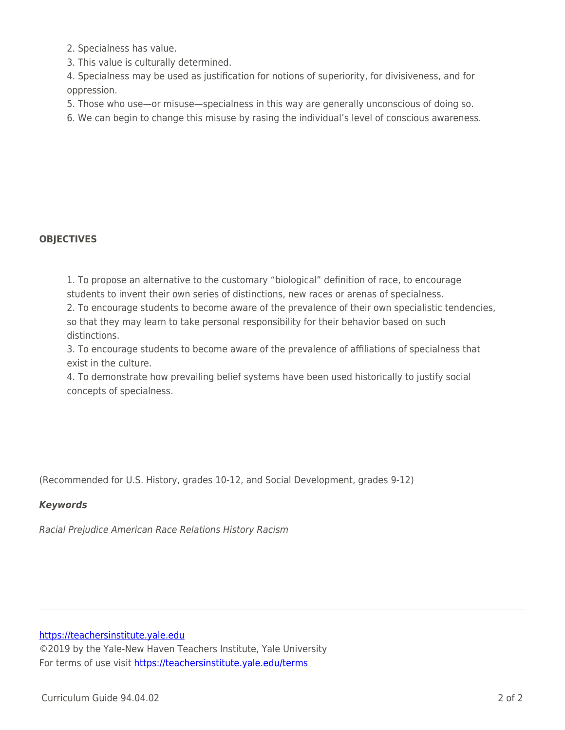2. Specialness has value.
3. This value is culturally determined.
4. Specialness may be used as justification for notions of superiority, for divisiveness, and for oppression.
5. Those who use—or misuse—specialness in this way are generally unconscious of doing so.
6. We can begin to change this misuse by rasing the individual's level of conscious awareness.

**OBJECTIVES**

1. To propose an alternative to the customary "biological" definition of race, to encourage students to invent their own series of distinctions, new races or arenas of specialness.
2. To encourage students to become aware of the prevalence of their own specialistic tendencies, so that they may learn to take personal responsibility for their behavior based on such distinctions.
3. To encourage students to become aware of the prevalence of affiliations of specialness that exist in the culture.
4. To demonstrate how prevailing belief systems have been used historically to justify social concepts of specialness.

(Recommended for U.S. History, grades 10-12, and Social Development, grades 9-12)

***Keywords***

*Racial Prejudice American Race Relations History Racism*

---

https://teachersinstitute.yale.edu
©2019 by the Yale-New Haven Teachers Institute, Yale University
For terms of use visit https://teachersinstitute.yale.edu/terms